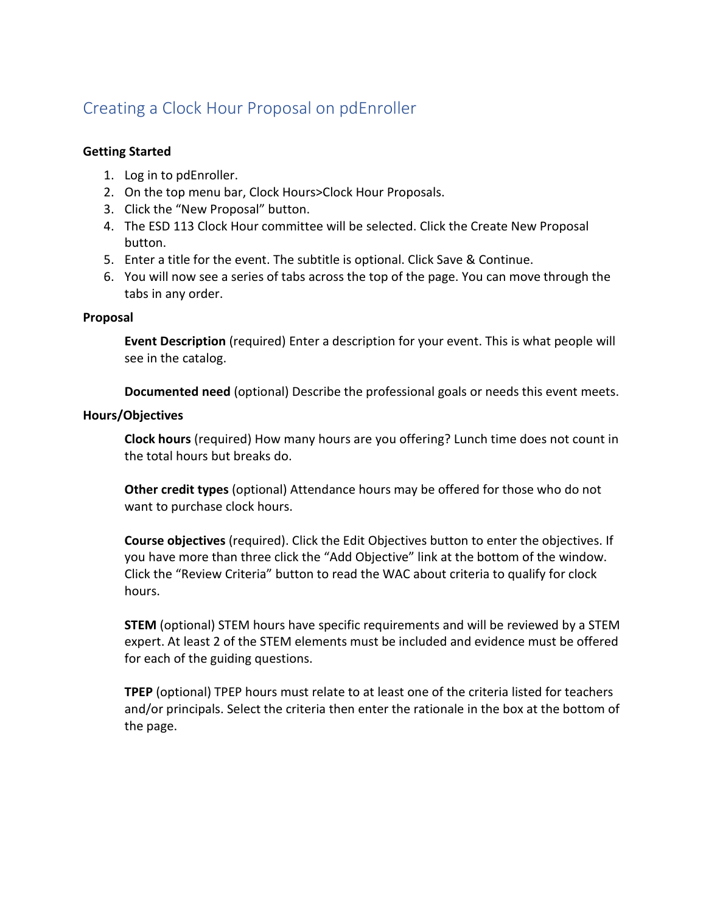# Creating a Clock Hour Proposal on pdEnroller

**Getting Started**

1. Log in to pdEnroller.
2. On the top menu bar, Clock Hours>Clock Hour Proposals.
3. Click the "New Proposal" button.
4. The ESD 113 Clock Hour committee will be selected. Click the Create New Proposal button.
5. Enter a title for the event. The subtitle is optional. Click Save & Continue.
6. You will now see a series of tabs across the top of the page. You can move through the tabs in any order.

**Proposal**

**Event Description** (required) Enter a description for your event. This is what people will see in the catalog.

**Documented need** (optional) Describe the professional goals or needs this event meets.

**Hours/Objectives**

**Clock hours** (required) How many hours are you offering? Lunch time does not count in the total hours but breaks do.

**Other credit types** (optional) Attendance hours may be offered for those who do not want to purchase clock hours.

**Course objectives** (required). Click the Edit Objectives button to enter the objectives. If you have more than three click the "Add Objective" link at the bottom of the window. Click the "Review Criteria" button to read the WAC about criteria to qualify for clock hours.

**STEM** (optional) STEM hours have specific requirements and will be reviewed by a STEM expert. At least 2 of the STEM elements must be included and evidence must be offered for each of the guiding questions.

**TPEP** (optional) TPEP hours must relate to at least one of the criteria listed for teachers and/or principals. Select the criteria then enter the rationale in the box at the bottom of the page.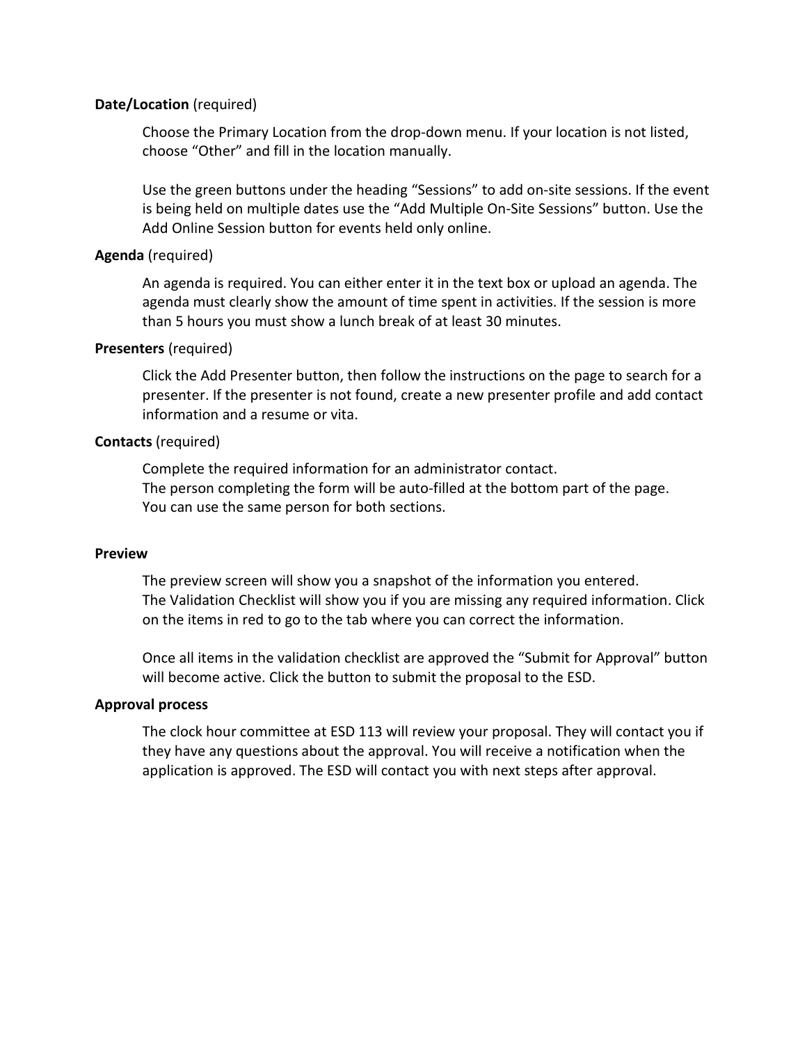**Date/Location** (required)

Choose the Primary Location from the drop-down menu. If your location is not listed, choose “Other” and fill in the location manually.

Use the green buttons under the heading “Sessions” to add on-site sessions. If the event is being held on multiple dates use the “Add Multiple On-Site Sessions” button. Use the Add Online Session button for events held only online.

**Agenda** (required)

An agenda is required. You can either enter it in the text box or upload an agenda. The agenda must clearly show the amount of time spent in activities. If the session is more than 5 hours you must show a lunch break of at least 30 minutes.

**Presenters** (required)

Click the Add Presenter button, then follow the instructions on the page to search for a presenter. If the presenter is not found, create a new presenter profile and add contact information and a resume or vita.

**Contacts** (required)

Complete the required information for an administrator contact.
The person completing the form will be auto-filled at the bottom part of the page.
You can use the same person for both sections.

**Preview**

The preview screen will show you a snapshot of the information you entered.
The Validation Checklist will show you if you are missing any required information. Click on the items in red to go to the tab where you can correct the information.

Once all items in the validation checklist are approved the “Submit for Approval” button will become active. Click the button to submit the proposal to the ESD.

**Approval process**

The clock hour committee at ESD 113 will review your proposal. They will contact you if they have any questions about the approval. You will receive a notification when the application is approved. The ESD will contact you with next steps after approval.